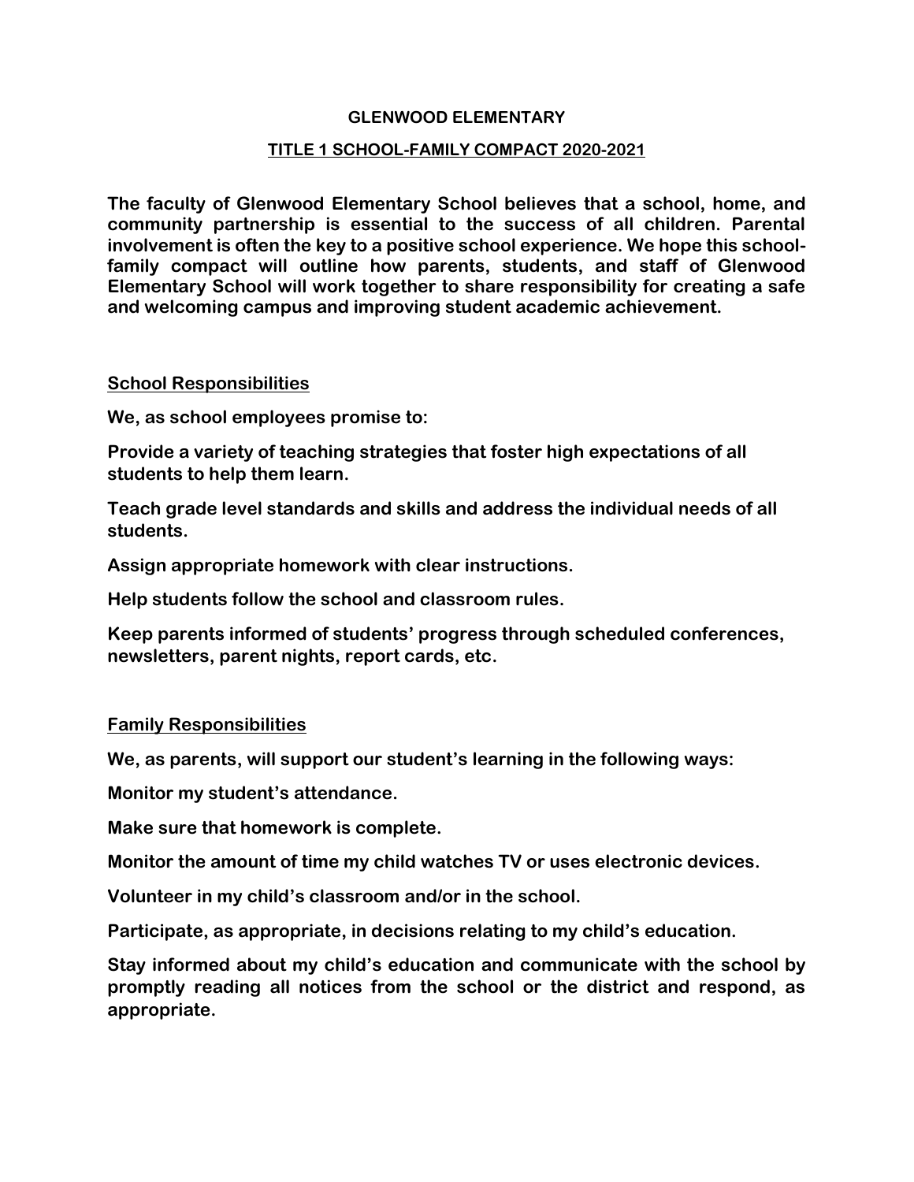# GLENWOOD ELEMENTARY

## TITLE 1 SCHOOL-FAMILY COMPACT 2020-2021

**The faculty of Glenwood Elementary School believes that a school, home, and community partnership is essential to the success of all children. Parental involvement is often the key to a positive school experience. We hope this school-family compact will outline how parents, students, and staff of Glenwood Elementary School will work together to share responsibility for creating a safe and welcoming campus and improving student academic achievement.**

### School Responsibilities

**We, as school employees promise to:**

**Provide a variety of teaching strategies that foster high expectations of all students to help them learn.**

**Teach grade level standards and skills and address the individual needs of all students.**

**Assign appropriate homework with clear instructions.**

**Help students follow the school and classroom rules.**

**Keep parents informed of students' progress through scheduled conferences, newsletters, parent nights, report cards, etc.**

### Family Responsibilities

**We, as parents, will support our student's learning in the following ways:**

**Monitor my student's attendance.**

**Make sure that homework is complete.**

**Monitor the amount of time my child watches TV or uses electronic devices.**

**Volunteer in my child's classroom and/or in the school.**

**Participate, as appropriate, in decisions relating to my child's education.**

**Stay informed about my child's education and communicate with the school by promptly reading all notices from the school or the district and respond, as appropriate.**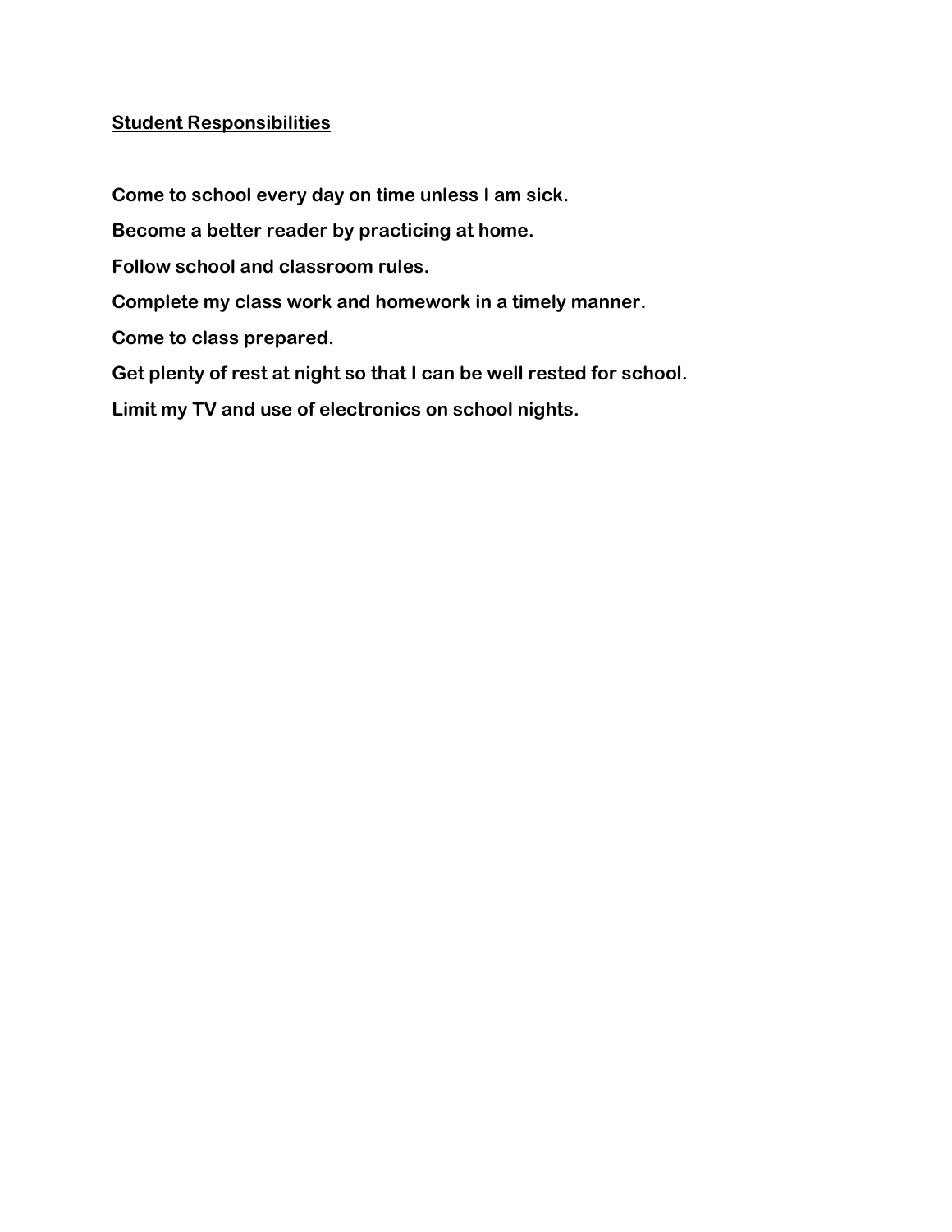## Student Responsibilities

**Come to school every day on time unless I am sick.**

**Become a better reader by practicing at home.**

**Follow school and classroom rules.**

**Complete my class work and homework in a timely manner.**

**Come to class prepared.**

**Get plenty of rest at night so that I can be well rested for school.**

**Limit my TV and use of electronics on school nights.**